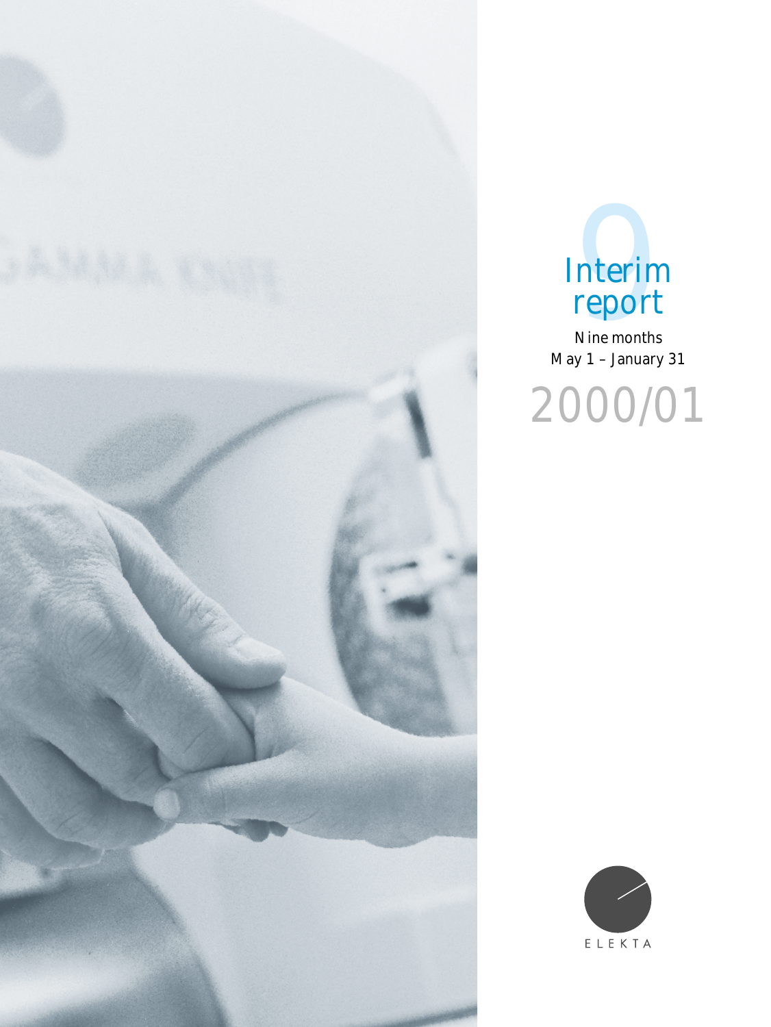# Interim report

Nine months
May 1 – January 31

# 2000/01

ELEKTA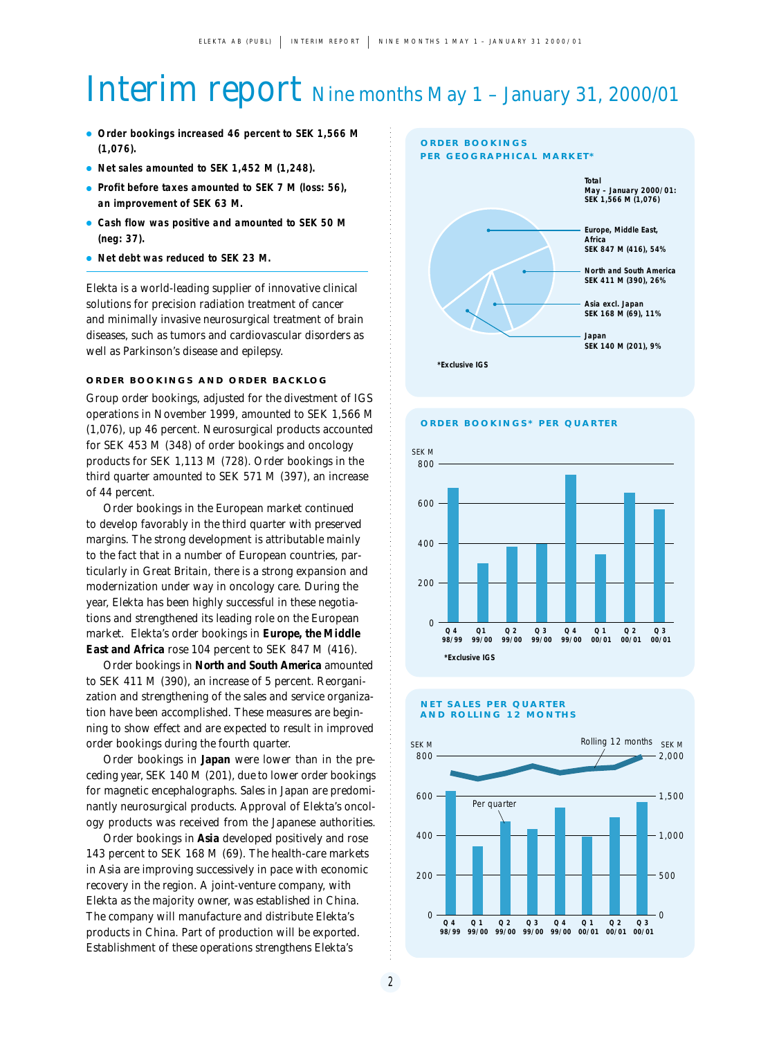# Interim report Nine months May 1 – January 31, 2000/01

- **Order bookings increased 46 percent to SEK 1,566 M (1,076).**
- **Net sales amounted to SEK 1,452 M (1,248).**
- **Profit before taxes amounted to SEK 7 M (loss: 56), an improvement of SEK 63 M.**
- **Cash flow was positive and amounted to SEK 50 M (neg: 37).**
- **Net debt was reduced to SEK 23 M.**

Elekta is a world-leading supplier of innovative clinical solutions for precision radiation treatment of cancer and minimally invasive neurosurgical treatment of brain diseases, such as tumors and cardiovascular disorders as well as Parkinson's disease and epilepsy.

### ORDER BOOKINGS AND ORDER BACKLOG

Group order bookings, adjusted for the divestment of IGS operations in November 1999, amounted to SEK 1,566 M (1,076), up 46 percent. Neurosurgical products accounted for SEK 453 M (348) of order bookings and oncology products for SEK 1,113 M (728). Order bookings in the third quarter amounted to SEK 571 M (397), an increase of 44 percent.

Order bookings in the European market continued to develop favorably in the third quarter with preserved margins. The strong development is attributable mainly to the fact that in a number of European countries, particularly in Great Britain, there is a strong expansion and modernization under way in oncology care. During the year, Elekta has been highly successful in these negotiations and strengthened its leading role on the European market. Elekta's order bookings in **Europe, the Middle East and Africa** rose 104 percent to SEK 847 M (416).

Order bookings in **North and South America** amounted to SEK 411 M (390), an increase of 5 percent. Reorganization and strengthening of the sales and service organization have been accomplished. These measures are beginning to show effect and are expected to result in improved order bookings during the fourth quarter.

Order bookings in **Japan** were lower than in the preceding year, SEK 140 M (201), due to lower order bookings for magnetic encephalographs. Sales in Japan are predominantly neurosurgical products. Approval of Elekta's oncology products was received from the Japanese authorities.

Order bookings in **Asia** developed positively and rose 143 percent to SEK 168 M (69). The health-care markets in Asia are improving successively in pace with economic recovery in the region. A joint-venture company, with Elekta as the majority owner, was established in China. The company will manufacture and distribute Elekta's products in China. Part of production will be exported. Establishment of these operations strengthens Elekta's

**ORDER BOOKINGS PER GEOGRAPHICAL MARKET***

Total May – January 2000/01: SEK 1,566 M (1,076)

- Europe, Middle East, Africa SEK 847 M (416), 54%
- North and South America SEK 411 M (390), 26%
- Asia excl. Japan SEK 168 M (69), 11%
- Japan SEK 140 M (201), 9%

*Exclusive IGS

**ORDER BOOKINGS* PER QUARTER**

SEK M (0–800); Q4 98/99, Q1 99/00, Q2 99/00, Q3 99/00, Q4 99/00, Q1 00/01, Q2 00/01, Q3 00/01

*Exclusive IGS

**NET SALES PER QUARTER AND ROLLING 12 MONTHS**

Per quarter SEK M (0–800); Rolling 12 months SEK M (0–2,000); Q4 98/99, Q1 99/00, Q2 99/00, Q3 99/00, Q4 99/00, Q1 00/01, Q2 00/01, Q3 00/01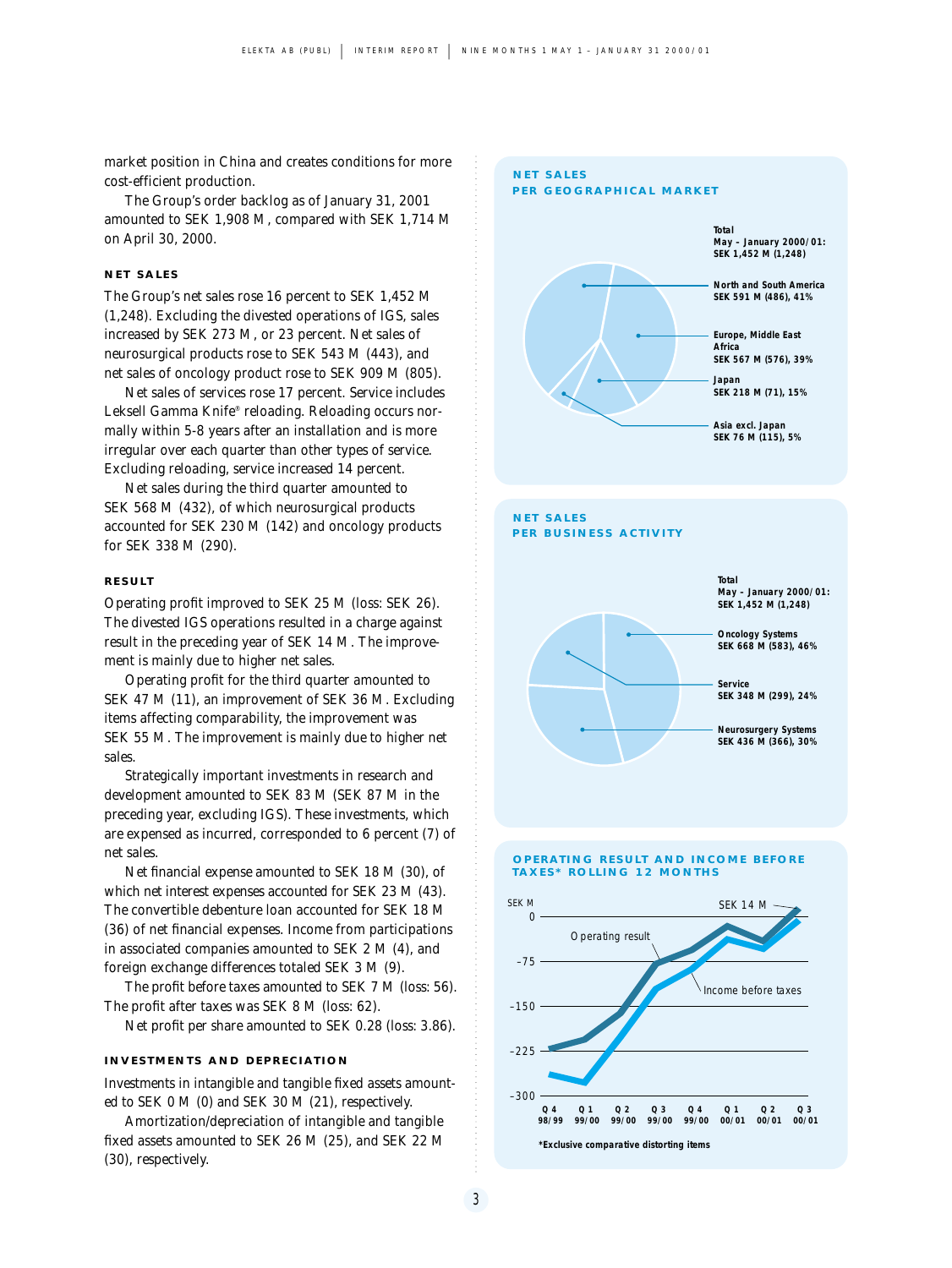market position in China and creates conditions for more cost-efficient production.

The Group's order backlog as of January 31, 2001 amounted to SEK 1,908 M, compared with SEK 1,714 M on April 30, 2000.

## NET SALES

The Group's net sales rose 16 percent to SEK 1,452 M (1,248). Excluding the divested operations of IGS, sales increased by SEK 273 M, or 23 percent. Net sales of neurosurgical products rose to SEK 543 M (443), and net sales of oncology product rose to SEK 909 M (805).

Net sales of services rose 17 percent. Service includes Leksell Gamma Knife® reloading. Reloading occurs normally within 5-8 years after an installation and is more irregular over each quarter than other types of service. Excluding reloading, service increased 14 percent.

Net sales during the third quarter amounted to SEK 568 M (432), of which neurosurgical products accounted for SEK 230 M (142) and oncology products for SEK 338 M (290).

## RESULT

Operating profit improved to SEK 25 M (loss: SEK 26). The divested IGS operations resulted in a charge against result in the preceding year of SEK 14 M. The improvement is mainly due to higher net sales.

Operating profit for the third quarter amounted to SEK 47 M (11), an improvement of SEK 36 M. Excluding items affecting comparability, the improvement was SEK 55 M. The improvement is mainly due to higher net sales.

Strategically important investments in research and development amounted to SEK 83 M (SEK 87 M in the preceding year, excluding IGS). These investments, which are expensed as incurred, corresponded to 6 percent (7) of net sales.

Net financial expense amounted to SEK 18 M (30), of which net interest expenses accounted for SEK 23 M (43). The convertible debenture loan accounted for SEK 18 M (36) of net financial expenses. Income from participations in associated companies amounted to SEK 2 M (4), and foreign exchange differences totaled SEK 3 M (9).

The profit before taxes amounted to SEK 7 M (loss: 56). The profit after taxes was SEK 8 M (loss: 62).

Net profit per share amounted to SEK 0.28 (loss: 3.86).

## INVESTMENTS AND DEPRECIATION

Investments in intangible and tangible fixed assets amounted to SEK 0 M (0) and SEK 30 M (21), respectively.

Amortization/depreciation of intangible and tangible fixed assets amounted to SEK 26 M (25), and SEK 22 M (30), respectively.

### NET SALES PER GEOGRAPHICAL MARKET

Total May – January 2000/01: SEK 1,452 M (1,248)

- North and South America SEK 591 M (486), 41%
- Europe, Middle East Africa SEK 567 M (576), 39%
- Japan SEK 218 M (71), 15%
- Asia excl. Japan SEK 76 M (115), 5%

### NET SALES PER BUSINESS ACTIVITY

Total May – January 2000/01: SEK 1,452 M (1,248)

- Oncology Systems SEK 668 M (583), 46%
- Service SEK 348 M (299), 24%
- Neurosurgery Systems SEK 436 M (366), 30%

### OPERATING RESULT AND INCOME BEFORE TAXES* ROLLING 12 MONTHS

SEK M; Operating result; Income before taxes; SEK 14 M

Q4 98/99, Q1 99/00, Q2 99/00, Q3 99/00, Q4 99/00, Q1 00/01, Q2 00/01, Q3 00/01

*Exclusive comparative distorting items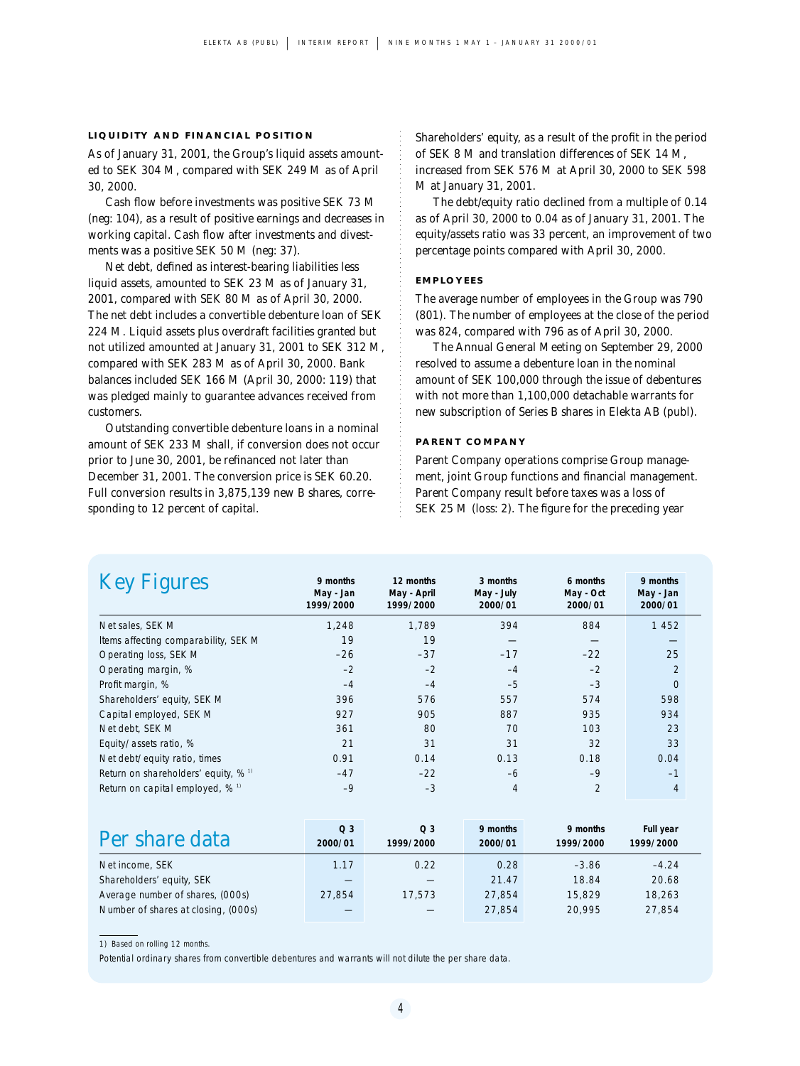### LIQUIDITY AND FINANCIAL POSITION

As of January 31, 2001, the Group's liquid assets amounted to SEK 304 M, compared with SEK 249 M as of April 30, 2000.

Cash flow before investments was positive SEK 73 M (neg: 104), as a result of positive earnings and decreases in working capital. Cash flow after investments and divestments was a positive SEK 50 M (neg: 37).

Net debt, defined as interest-bearing liabilities less liquid assets, amounted to SEK 23 M as of January 31, 2001, compared with SEK 80 M as of April 30, 2000. The net debt includes a convertible debenture loan of SEK 224 M. Liquid assets plus overdraft facilities granted but not utilized amounted at January 31, 2001 to SEK 312 M, compared with SEK 283 M as of April 30, 2000. Bank balances included SEK 166 M (April 30, 2000: 119) that was pledged mainly to guarantee advances received from customers.

Outstanding convertible debenture loans in a nominal amount of SEK 233 M shall, if conversion does not occur prior to June 30, 2001, be refinanced not later than December 31, 2001. The conversion price is SEK 60.20. Full conversion results in 3,875,139 new B shares, corresponding to 12 percent of capital.

Shareholders' equity, as a result of the profit in the period of SEK 8 M and translation differences of SEK 14 M, increased from SEK 576 M at April 30, 2000 to SEK 598 M at January 31, 2001.

The debt/equity ratio declined from a multiple of 0.14 as of April 30, 2000 to 0.04 as of January 31, 2001. The equity/assets ratio was 33 percent, an improvement of two percentage points compared with April 30, 2000.

### EMPLOYEES

The average number of employees in the Group was 790 (801). The number of employees at the close of the period was 824, compared with 796 as of April 30, 2000.

The Annual General Meeting on September 29, 2000 resolved to assume a debenture loan in the nominal amount of SEK 100,000 through the issue of debentures with not more than 1,100,000 detachable warrants for new subscription of Series B shares in Elekta AB (publ).

### PARENT COMPANY

Parent Company operations comprise Group management, joint Group functions and financial management. Parent Company result before taxes was a loss of SEK 25 M (loss: 2). The figure for the preceding year

## Key Figures

| | 9 months May - Jan 1999/2000 | 12 months May - April 1999/2000 | 3 months May - July 2000/01 | 6 months May - Oct 2000/01 | 9 months May - Jan 2000/01 |
|---|---|---|---|---|---|
| Net sales, SEK M | 1,248 | 1,789 | 394 | 884 | 1 452 |
| Items affecting comparability, SEK M | 19 | 19 | — | — | — |
| Operating loss, SEK M | –26 | –37 | –17 | –22 | 25 |
| Operating margin, % | –2 | –2 | –4 | –2 | 2 |
| Profit margin, % | –4 | –4 | –5 | –3 | 0 |
| Shareholders' equity, SEK M | 396 | 576 | 557 | 574 | 598 |
| Capital employed, SEK M | 927 | 905 | 887 | 935 | 934 |
| Net debt, SEK M | 361 | 80 | 70 | 103 | 23 |
| Equity/assets ratio, % | 21 | 31 | 31 | 32 | 33 |
| Net debt/equity ratio, times | 0.91 | 0.14 | 0.13 | 0.18 | 0.04 |
| Return on shareholders' equity, % [1] | –47 | –22 | –6 | –9 | –1 |
| Return on capital employed, % [1] | –9 | –3 | 4 | 2 | 4 |

## Per share data

| | Q 3 2000/01 | Q 3 1999/2000 | 9 months 2000/01 | 9 months 1999/2000 | Full year 1999/2000 |
|---|---|---|---|---|---|
| Net income, SEK | 1.17 | 0.22 | 0.28 | –3.86 | –4.24 |
| Shareholders' equity, SEK | — | — | 21.47 | 18.84 | 20.68 |
| Average number of shares, (000s) | 27,854 | 17,573 | 27,854 | 15,829 | 18,263 |
| Number of shares at closing, (000s) | — | — | 27,854 | 20,995 | 27,854 |

1) Based on rolling 12 months.

*Potential ordinary shares from convertible debentures and warrants will not dilute the per share data.*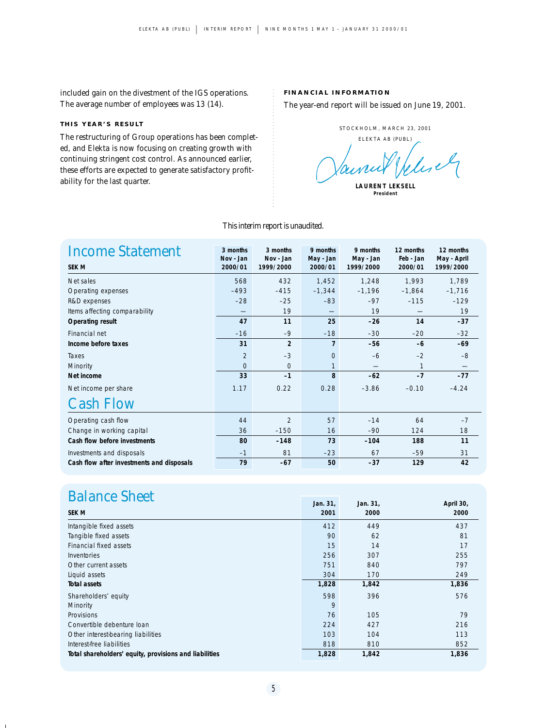included gain on the divestment of the IGS operations. The average number of employees was 13 (14).

### THIS YEAR'S RESULT

The restructuring of Group operations has been completed, and Elekta is now focusing on creating growth with continuing stringent cost control. As announced earlier, these efforts are expected to generate satisfactory profitability for the last quarter.

### FINANCIAL INFORMATION

The year-end report will be issued on June 19, 2001.

STOCKHOLM, MARCH 23, 2001

ELEKTA AB (PUBL)

**LAURENT LEKSELL**
**President**

*This interim report is unaudited.*

## Income Statement

| SEK M | 3 months Nov - Jan 2000/01 | 3 months Nov - Jan 1999/2000 | 9 months May - Jan 2000/01 | 9 months May - Jan 1999/2000 | 12 months Feb - Jan 2000/01 | 12 months May - April 1999/2000 |
|---|---|---|---|---|---|---|
| Net sales | 568 | 432 | 1,452 | 1,248 | 1,993 | 1,789 |
| Operating expenses | –493 | –415 | –1,344 | –1,196 | –1,864 | –1,716 |
| R&D expenses | –28 | –25 | –83 | –97 | –115 | –129 |
| Items affecting comparability | — | 19 | — | 19 | — | 19 |
| **Operating result** | **47** | **11** | **25** | **–26** | **14** | **–37** |
| Financial net | –16 | –9 | –18 | –30 | –20 | –32 |
| **Income before taxes** | **31** | **2** | **7** | **–56** | **–6** | **–69** |
| Taxes | 2 | –3 | 0 | –6 | –2 | –8 |
| Minority | 0 | 0 | 1 | — | 1 | — |
| **Net income** | **33** | **–1** | **8** | **–62** | **–7** | **–77** |
| Net income per share | 1.17 | 0.22 | 0.28 | –3.86 | –0.10 | –4.24 |

## Cash Flow

| SEK M | 3 months Nov - Jan 2000/01 | 3 months Nov - Jan 1999/2000 | 9 months May - Jan 2000/01 | 9 months May - Jan 1999/2000 | 12 months Feb - Jan 2000/01 | 12 months May - April 1999/2000 |
|---|---|---|---|---|---|---|
| Operating cash flow | 44 | 2 | 57 | –14 | 64 | –7 |
| Change in working capital | 36 | –150 | 16 | –90 | 124 | 18 |
| **Cash flow before investments** | **80** | **–148** | **73** | **–104** | **188** | **11** |
| Investments and disposals | –1 | 81 | –23 | 67 | –59 | 31 |
| **Cash flow after investments and disposals** | **79** | **–67** | **50** | **–37** | **129** | **42** |

## Balance Sheet

| SEK M | Jan. 31, 2001 | Jan. 31, 2000 | April 30, 2000 |
|---|---|---|---|
| Intangible fixed assets | 412 | 449 | 437 |
| Tangible fixed assets | 90 | 62 | 81 |
| Financial fixed assets | 15 | 14 | 17 |
| Inventories | 256 | 307 | 255 |
| Other current assets | 751 | 840 | 797 |
| Liquid assets | 304 | 170 | 249 |
| **Total assets** | **1,828** | **1,842** | **1,836** |
| Shareholders' equity | 598 | 396 | 576 |
| Minority | 9 | | |
| Provisions | 76 | 105 | 79 |
| Convertible debenture loan | 224 | 427 | 216 |
| Other interest-bearing liabilities | 103 | 104 | 113 |
| Interest-free liabilities | 818 | 810 | 852 |
| **Total shareholders' equity, provisions and liabilities** | **1,828** | **1,842** | **1,836** |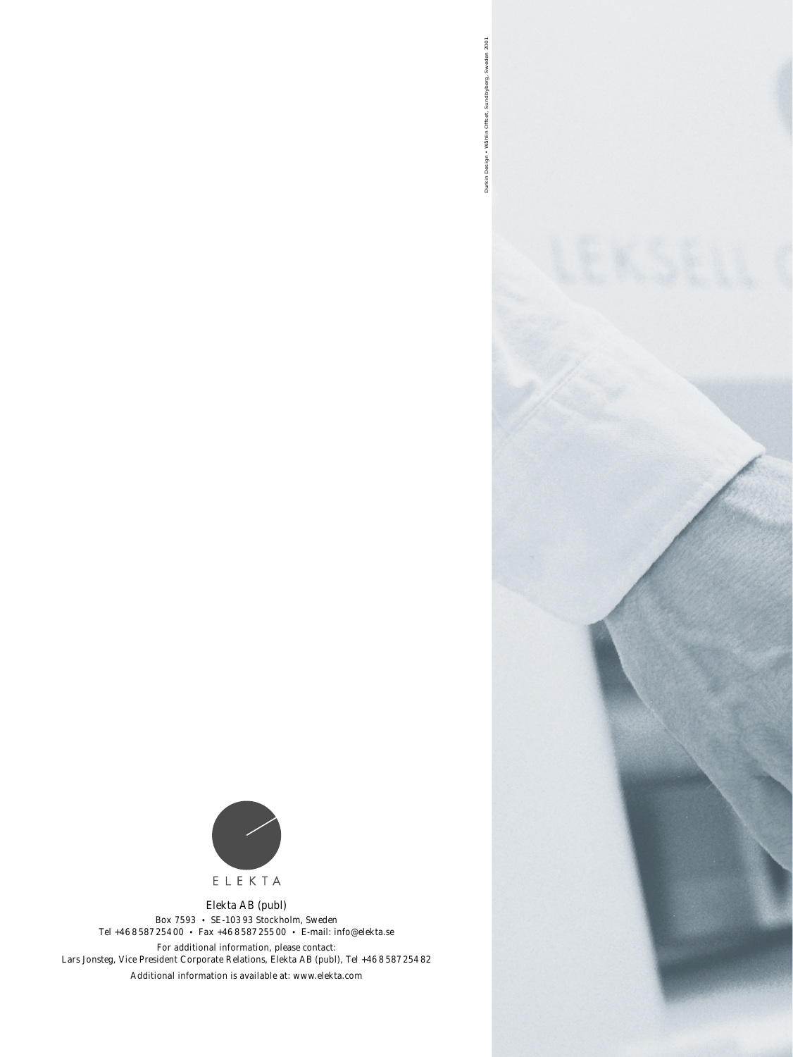ELEKTA

Elekta AB (publ)

Box 7593 • SE-103 93 Stockholm, Sweden

Tel +46 8 587 254 00 • Fax +46 8 587 255 00 • E-mail: info@elekta.se

For additional information, please contact:

Lars Jonsteg, Vice President Corporate Relations, Elekta AB (publ), Tel +46 8 587 254 82

Additional information is available at: www.elekta.com

Durkin Design • Wåhlin Offset, Sundbyberg, Sweden 2001